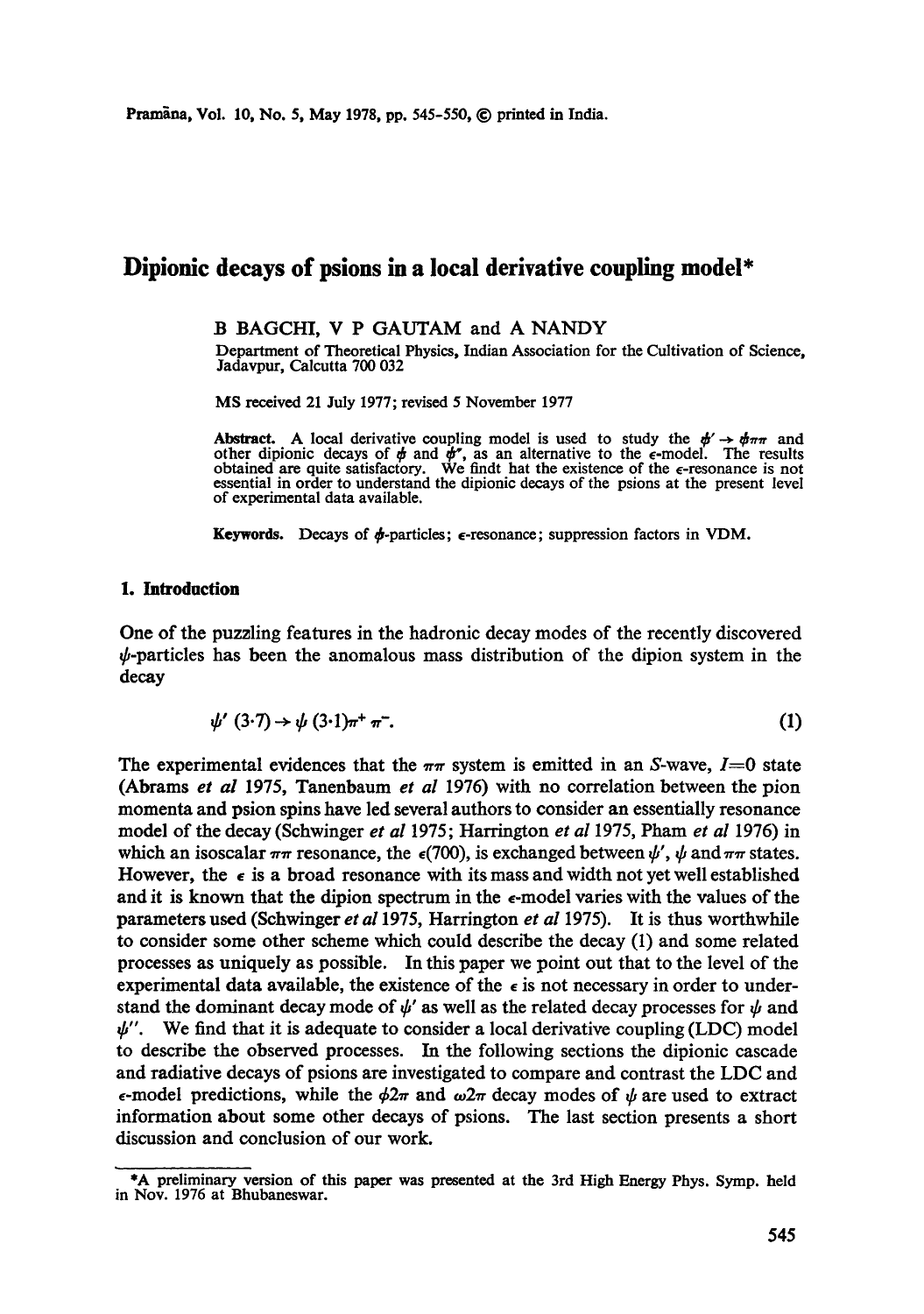# Dipionic decays of psions in a local derivative coupling model*

B BAGCHI, V P GAUTAM and A NANDY

Department of Theoretical Physics, Indian Association for the Cultivation of Science, Jadavpur, Calcutta 700 032

MS received 21 July 1977; revised 5 November 1977

**Abstract.** A local derivative coupling model is used to study the $\psi' \rightarrow \psi\pi\pi$ and other dipionic decays of $\psi$ and $\psi''$, as an alternative to the $\epsilon$-model. The results obtained are quite satisfactory. We findt hat the existence of the $\epsilon$-resonance is not essential in order to understand the dipionic decays of the psions at the present level of experimental data available.

**Keywords.** Decays of $\psi$-particles; $\epsilon$-resonance; suppression factors in VDM.

## 1. Introduction

One of the puzzling features in the hadronic decay modes of the recently discovered $\psi$-particles has been the anomalous mass distribution of the dipion system in the decay

$$\psi' (3{\cdot}7) \rightarrow \psi (3{\cdot}1)\pi^+ \pi^-. \tag{1}$$

The experimental evidences that the $\pi\pi$ system is emitted in an $S$-wave, $I=0$ state (Abrams *et al* 1975, Tanenbaum *et al* 1976) with no correlation between the pion momenta and psion spins have led several authors to consider an essentially resonance model of the decay (Schwinger *et al* 1975; Harrington *et al* 1975, Pham *et al* 1976) in which an isoscalar $\pi\pi$ resonance, the $\epsilon(700)$, is exchanged between $\psi'$, $\psi$ and $\pi\pi$ states. However, the $\epsilon$ is a broad resonance with its mass and width not yet well established and it is known that the dipion spectrum in the $\epsilon$-model varies with the values of the parameters used (Schwinger *et al* 1975, Harrington *et al* 1975). It is thus worthwhile to consider some other scheme which could describe the decay (1) and some related processes as uniquely as possible. In this paper we point out that to the level of the experimental data available, the existence of the $\epsilon$ is not necessary in order to understand the dominant decay mode of $\psi'$ as well as the related decay processes for $\psi$ and $\psi''$. We find that it is adequate to consider a local derivative coupling (LDC) model to describe the observed processes. In the following sections the dipionic cascade and radiative decays of psions are investigated to compare and contrast the LDC and $\epsilon$-model predictions, while the $\phi 2\pi$ and $\omega 2\pi$ decay modes of $\psi$ are used to extract information about some other decays of psions. The last section presents a short discussion and conclusion of our work.

---

*A preliminary version of this paper was presented at the 3rd High Energy Phys. Symp. held in Nov. 1976 at Bhubaneswar.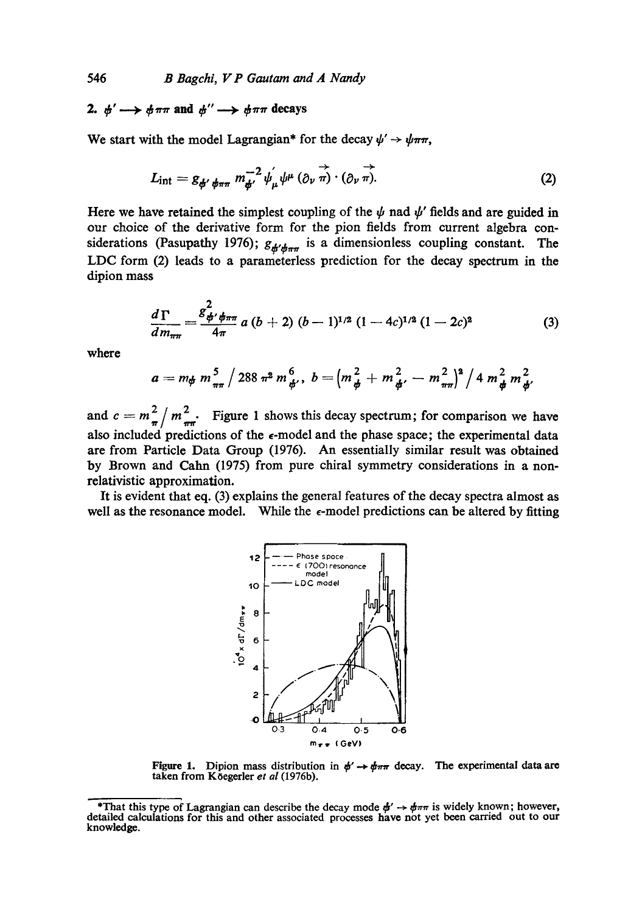## 2. $\psi' \longrightarrow \psi\pi\pi$ and $\psi'' \longrightarrow \psi\pi\pi$ decays

We start with the model Lagrangian* for the decay $\psi' \to \psi\pi\pi$,

$$L_{\text{int}} = g_{\psi'\psi\pi\pi}\, m_{\psi'}^{-2}\, \psi'_{\mu}\, \psi^{\mu}\, (\partial_{\nu}\, \vec{\pi}) \cdot (\partial_{\nu}\, \vec{\pi}). \tag{2}$$

Here we have retained the simplest coupling of the $\psi$ nad $\psi'$ fields and are guided in our choice of the derivative form for the pion fields from current algebra considerations (Pasupathy 1976); $g_{\psi'\psi\pi\pi}$ is a dimensionless coupling constant. The LDC form (2) leads to a parameterless prediction for the decay spectrum in the dipion mass

$$\frac{d\Gamma}{dm_{\pi\pi}} = \frac{g^{2}_{\psi'\psi\pi\pi}}{4\pi}\, a\, (b+2)\, (b-1)^{1/2}\, (1-4c)^{1/2}\, (1-2c)^{2} \tag{3}$$

where

$$a = m_{\psi}\, m^{5}_{\pi\pi} \,/\, 288\, \pi^{2}\, m^{6}_{\psi'},\quad b = \left(m^{2}_{\psi} + m^{2}_{\psi'} - m^{2}_{\pi\pi}\right)^{2} / \, 4\, m^{2}_{\psi}\, m^{2}_{\psi'}$$

and $c = m^{2}_{\pi} / m^{2}_{\pi\pi}$. Figure 1 shows this decay spectrum; for comparison we have also included predictions of the $\epsilon$-model and the phase space; the experimental data are from Particle Data Group (1976). An essentially similar result was obtained by Brown and Cahn (1975) from pure chiral symmetry considerations in a non-relativistic approximation.

It is evident that eq. (3) explains the general features of the decay spectra almost as well as the resonance model. While the $\epsilon$-model predictions can be altered by fitting

**Figure 1.** Dipion mass distribution in $\psi' \to \psi\pi\pi$ decay. The experimental data are taken from Köegerler *et al* (1976b).

---

*That this type of Lagrangian can describe the decay mode $\psi' \to \psi\pi\pi$ is widely known; however, detailed calculations for this and other associated processes have not yet been carried out to our knowledge.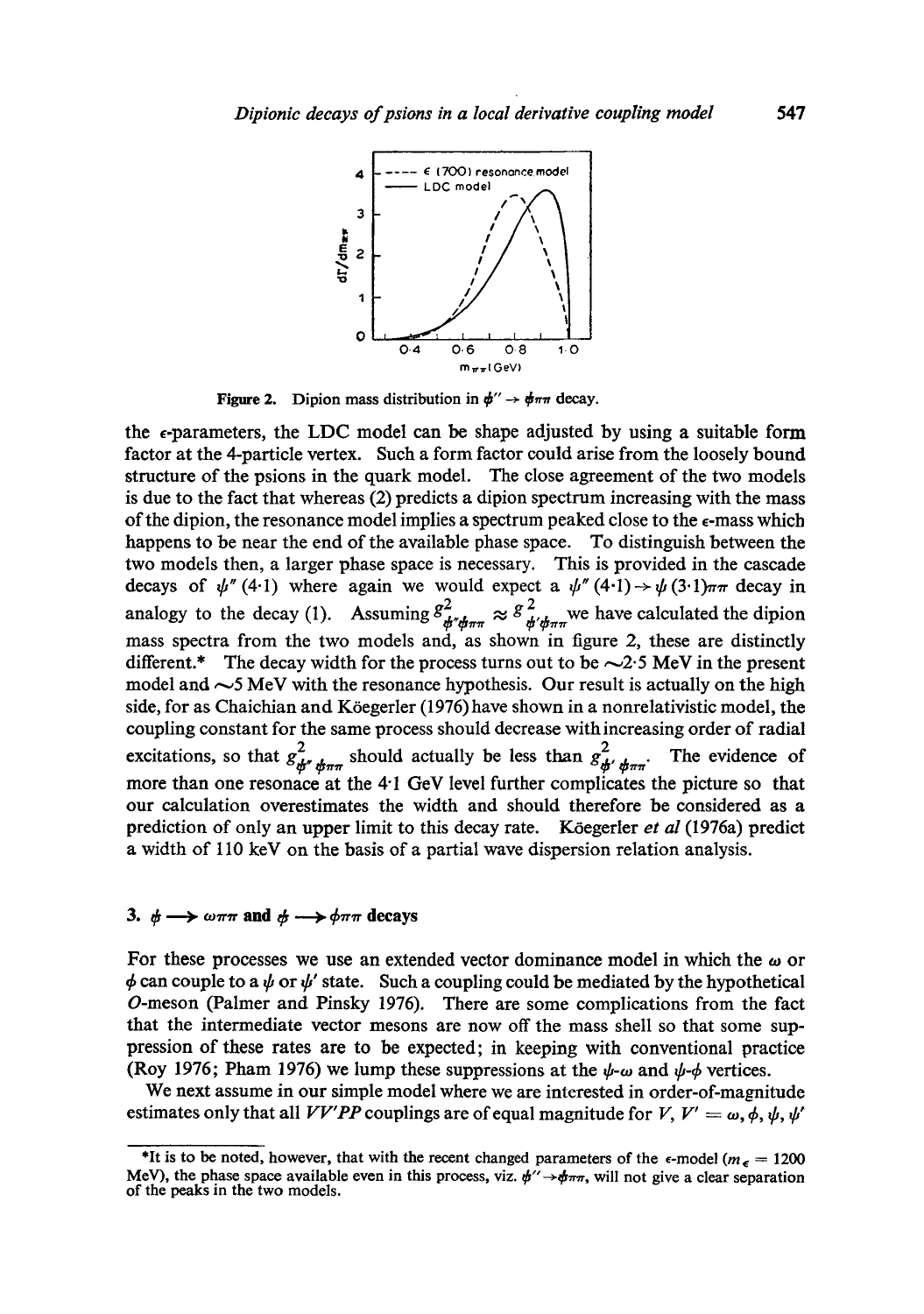Figure 2. Dipion mass distribution in $\psi'' \to \psi\pi\pi$ decay.

the $\epsilon$-parameters, the LDC model can be shape adjusted by using a suitable form factor at the 4-particle vertex. Such a form factor could arise from the loosely bound structure of the psions in the quark model. The close agreement of the two models is due to the fact that whereas (2) predicts a dipion spectrum increasing with the mass of the dipion, the resonance model implies a spectrum peaked close to the $\epsilon$-mass which happens to be near the end of the available phase space. To distinguish between the two models then, a larger phase space is necessary. This is provided in the cascade decays of $\psi''(4{\cdot}1)$ where again we would expect a $\psi''(4{\cdot}1) \to \psi(3{\cdot}1)\pi\pi$ decay in analogy to the decay (1). Assuming $g^2_{\psi''\psi\pi\pi} \approx g^2_{\psi'\psi\pi\pi}$ we have calculated the dipion mass spectra from the two models and, as shown in figure 2, these are distinctly different.* The decay width for the process turns out to be $\sim 2{\cdot}5$ MeV in the present model and $\sim 5$ MeV with the resonance hypothesis. Our result is actually on the high side, for as Chaichian and Köegerler (1976) have shown in a nonrelativistic model, the coupling constant for the same process should decrease with increasing order of radial excitations, so that $g^2_{\psi''\psi\pi\pi}$ should actually be less than $g^2_{\psi'\psi\pi\pi}$. The evidence of more than one resonace at the $4{\cdot}1$ GeV level further complicates the picture so that our calculation overestimates the width and should therefore be considered as a prediction of only an upper limit to this decay rate. Köegerler *et al* (1976a) predict a width of 110 keV on the basis of a partial wave dispersion relation analysis.

## 3. $\psi \to \omega\pi\pi$ and $\psi \to \phi\pi\pi$ decays

For these processes we use an extended vector dominance model in which the $\omega$ or $\phi$ can couple to a $\psi$ or $\psi'$ state. Such a coupling could be mediated by the hypothetical $O$-meson (Palmer and Pinsky 1976). There are some complications from the fact that the intermediate vector mesons are now off the mass shell so that some suppression of these rates are to be expected; in keeping with conventional practice (Roy 1976; Pham 1976) we lump these suppressions at the $\psi$-$\omega$ and $\psi$-$\phi$ vertices.

We next assume in our simple model where we are interested in order-of-magnitude estimates only that all $VV'PP$ couplings are of equal magnitude for $V, V' = \omega, \phi, \psi, \psi'$

*It is to be noted, however, that with the recent changed parameters of the $\epsilon$-model ($m_\epsilon = 1200$ MeV), the phase space available even in this process, viz. $\psi'' \to \psi\pi\pi$, will not give a clear separation of the peaks in the two models.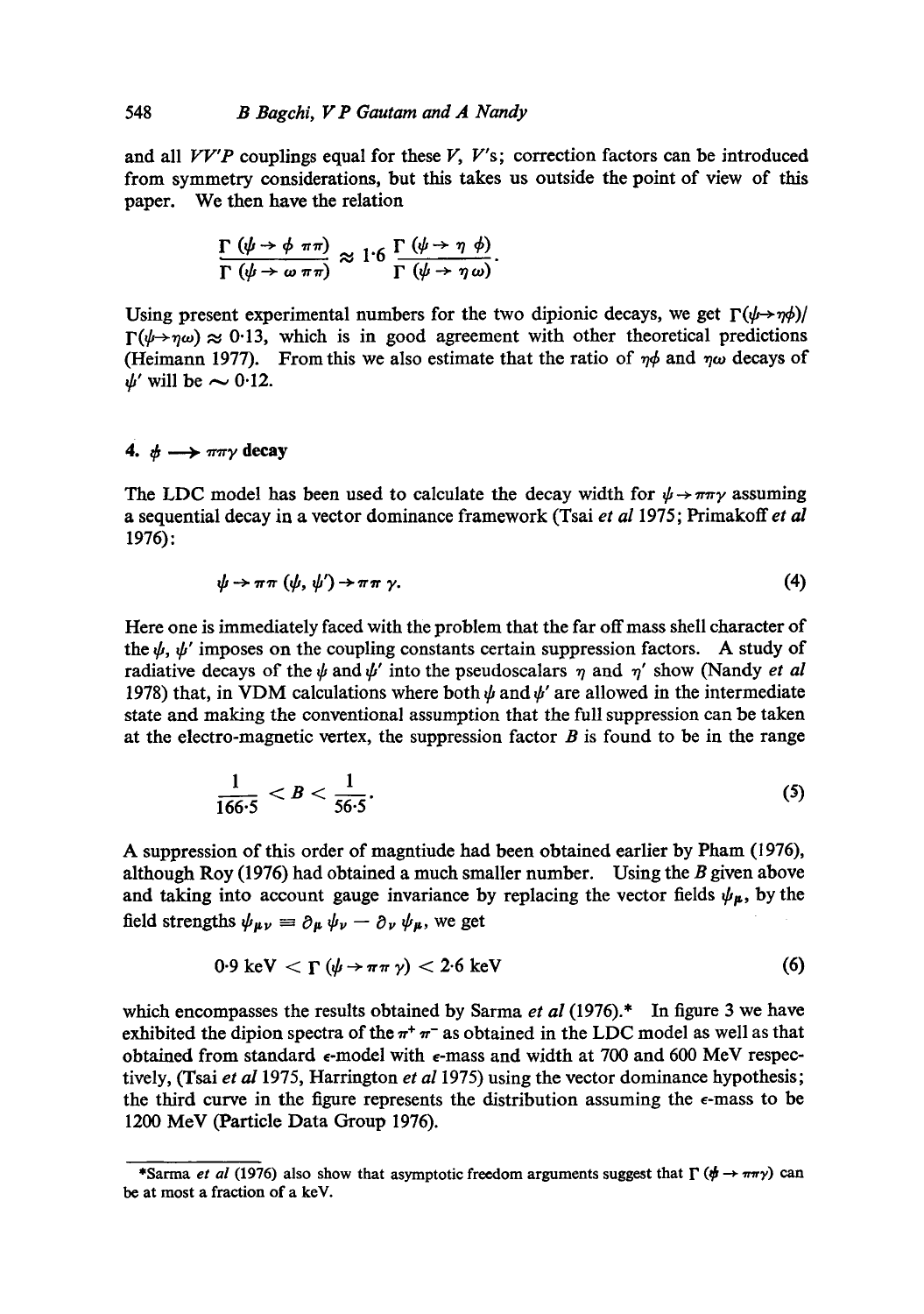and all $VV'P$ couplings equal for these $V$, $V'$s; correction factors can be introduced from symmetry considerations, but this takes us outside the point of view of this paper. We then have the relation

$$\frac{\Gamma(\psi \to \phi\, \pi\pi)}{\Gamma(\psi \to \omega\, \pi\pi)} \approx 1{\cdot}6\, \frac{\Gamma(\psi \to \eta\, \phi)}{\Gamma(\psi \to \eta\, \omega)}.$$

Using present experimental numbers for the two dipionic decays, we get $\Gamma(\psi \to \eta\phi)/\Gamma(\psi \to \eta\omega) \approx 0{\cdot}13$, which is in good agreement with other theoretical predictions (Heimann 1977). From this we also estimate that the ratio of $\eta\phi$ and $\eta\omega$ decays of $\psi'$ will be $\sim 0{\cdot}12$.

## 4. $\psi \longrightarrow \pi\pi\gamma$ decay

The LDC model has been used to calculate the decay width for $\psi \to \pi\pi\gamma$ assuming a sequential decay in a vector dominance framework (Tsai *et al* 1975; Primakoff *et al* 1976):

$$\psi \to \pi\pi\, (\psi,\, \psi') \to \pi\pi\, \gamma. \tag{4}$$

Here one is immediately faced with the problem that the far off mass shell character of the $\psi$, $\psi'$ imposes on the coupling constants certain suppression factors. A study of radiative decays of the $\psi$ and $\psi'$ into the pseudoscalars $\eta$ and $\eta'$ show (Nandy *et al* 1978) that, in VDM calculations where both $\psi$ and $\psi'$ are allowed in the intermediate state and making the conventional assumption that the full suppression can be taken at the electro-magnetic vertex, the suppression factor $B$ is found to be in the range

$$\frac{1}{166{\cdot}5} < B < \frac{1}{56{\cdot}5}. \tag{5}$$

A suppression of this order of magntiude had been obtained earlier by Pham (1976), although Roy (1976) had obtained a much smaller number. Using the $B$ given above and taking into account gauge invariance by replacing the vector fields $\psi_\mu$, by the field strengths $\psi_{\mu\nu} \equiv \partial_\mu \psi_\nu - \partial_\nu \psi_\mu$, we get

$$0{\cdot}9 \text{ keV} < \Gamma(\psi \to \pi\pi\, \gamma) < 2{\cdot}6 \text{ keV} \tag{6}$$

which encompasses the results obtained by Sarma *et al* (1976).* In figure 3 we have exhibited the dipion spectra of the $\pi^+\pi^-$ as obtained in the LDC model as well as that obtained from standard $\epsilon$-model with $\epsilon$-mass and width at 700 and 600 MeV respectively, (Tsai *et al* 1975, Harrington *et al* 1975) using the vector dominance hypothesis; the third curve in the figure represents the distribution assuming the $\epsilon$-mass to be 1200 MeV (Particle Data Group 1976).

---

*Sarma *et al* (1976) also show that asymptotic freedom arguments suggest that $\Gamma(\psi \to \pi\pi\gamma)$ can be at most a fraction of a keV.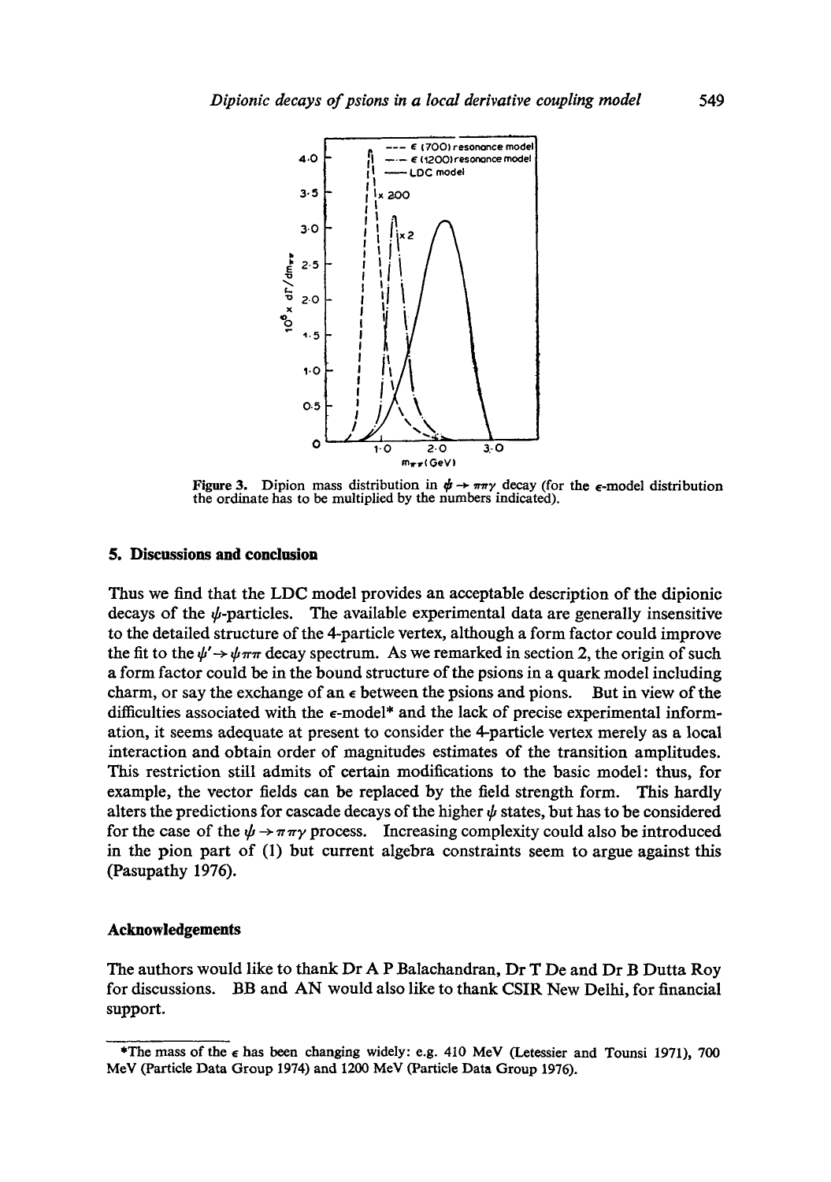Figure 3. Dipion mass distribution in $\psi \to \pi\pi\gamma$ decay (for the $\epsilon$-model distribution the ordinate has to be multiplied by the numbers indicated).

## 5. Discussions and conclusion

Thus we find that the LDC model provides an acceptable description of the dipionic decays of the $\psi$-particles. The available experimental data are generally insensitive to the detailed structure of the 4-particle vertex, although a form factor could improve the fit to the $\psi' \to \psi\pi\pi$ decay spectrum. As we remarked in section 2, the origin of such a form factor could be in the bound structure of the psions in a quark model including charm, or say the exchange of an $\epsilon$ between the psions and pions. But in view of the difficulties associated with the $\epsilon$-model* and the lack of precise experimental information, it seems adequate at present to consider the 4-particle vertex merely as a local interaction and obtain order of magnitudes estimates of the transition amplitudes. This restriction still admits of certain modifications to the basic model: thus, for example, the vector fields can be replaced by the field strength form. This hardly alters the predictions for cascade decays of the higher $\psi$ states, but has to be considered for the case of the $\psi \to \pi\pi\gamma$ process. Increasing complexity could also be introduced in the pion part of (1) but current algebra constraints seem to argue against this (Pasupathy 1976).

## Acknowledgements

The authors would like to thank Dr A P Balachandran, Dr T De and Dr B Dutta Roy for discussions. BB and AN would also like to thank CSIR New Delhi, for financial support.

---

*The mass of the $\epsilon$ has been changing widely: e.g. 410 MeV (Letessier and Tounsi 1971), 700 MeV (Particle Data Group 1974) and 1200 MeV (Particle Data Group 1976).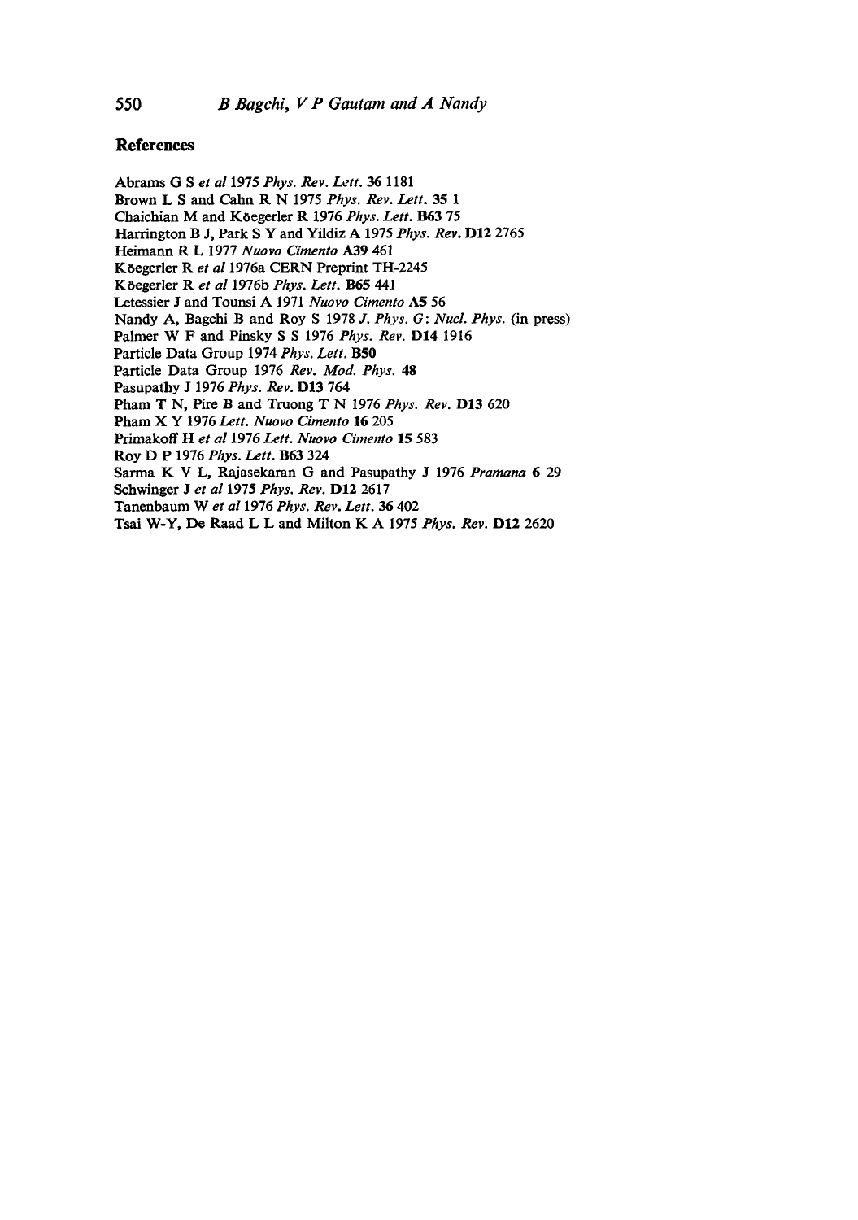## References

Abrams G S *et al* 1975 *Phys. Rev. Lett.* **36** 1181
Brown L S and Cahn R N 1975 *Phys. Rev. Lett.* **35** 1
Chaichian M and Köegerler R 1976 *Phys. Lett.* **B63** 75
Harrington B J, Park S Y and Yildiz A 1975 *Phys. Rev.* **D12** 2765
Heimann R L 1977 *Nuovo Cimento* **A39** 461
Köegerler R *et al* 1976a CERN Preprint TH-2245
Köegerler R *et al* 1976b *Phys. Lett.* **B65** 441
Letessier J and Tounsi A 1971 *Nuovo Cimento* **A5** 56
Nandy A, Bagchi B and Roy S 1978 *J. Phys. G: Nucl. Phys.* (in press)
Palmer W F and Pinsky S S 1976 *Phys. Rev.* **D14** 1916
Particle Data Group 1974 *Phys. Lett.* **B50**
Particle Data Group 1976 *Rev. Mod. Phys.* **48**
Pasupathy J 1976 *Phys. Rev.* **D13** 764
Pham T N, Pire B and Truong T N 1976 *Phys. Rev.* **D13** 620
Pham X Y 1976 *Lett. Nuovo Cimento* **16** 205
Primakoff H *et al* 1976 *Lett. Nuovo Cimento* **15** 583
Roy D P 1976 *Phys. Lett.* **B63** 324
Sarma K V L, Rajasekaran G and Pasupathy J 1976 *Pramana* **6** 29
Schwinger J *et al* 1975 *Phys. Rev.* **D12** 2617
Tanenbaum W *et al* 1976 *Phys. Rev. Lett.* **36** 402
Tsai W-Y, De Raad L L and Milton K A 1975 *Phys. Rev.* **D12** 2620